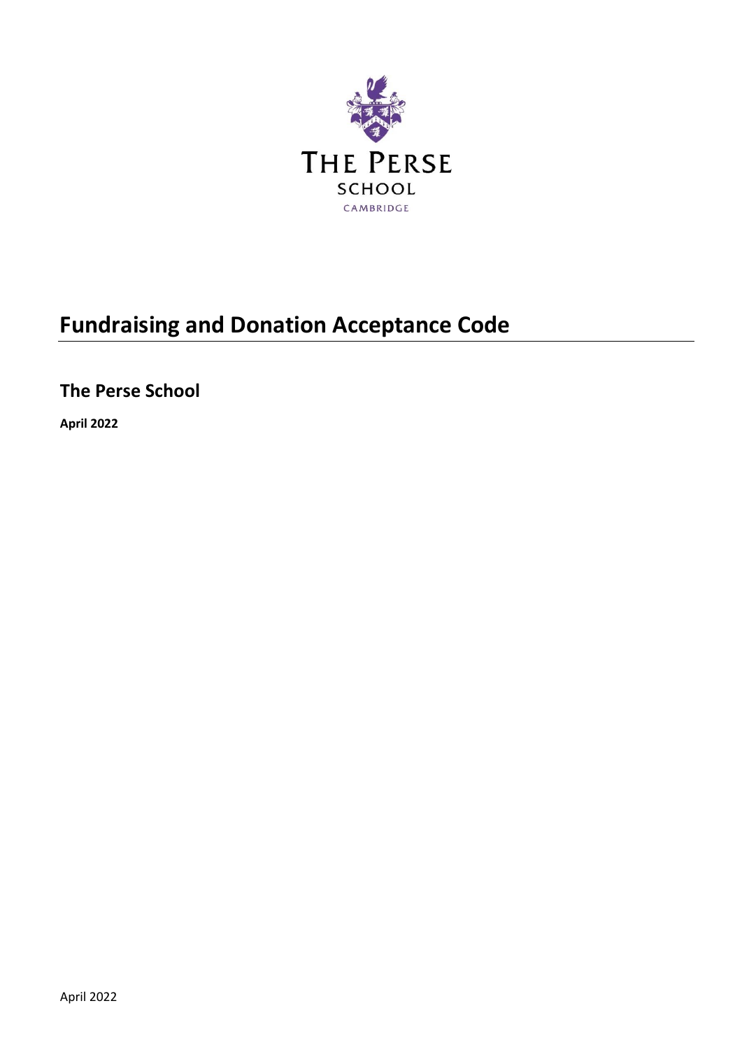THE PERSE SCHOOL

CAMBRIDGE

# Fundraising and Donation Acceptance Code

## The Perse School

**April 2022**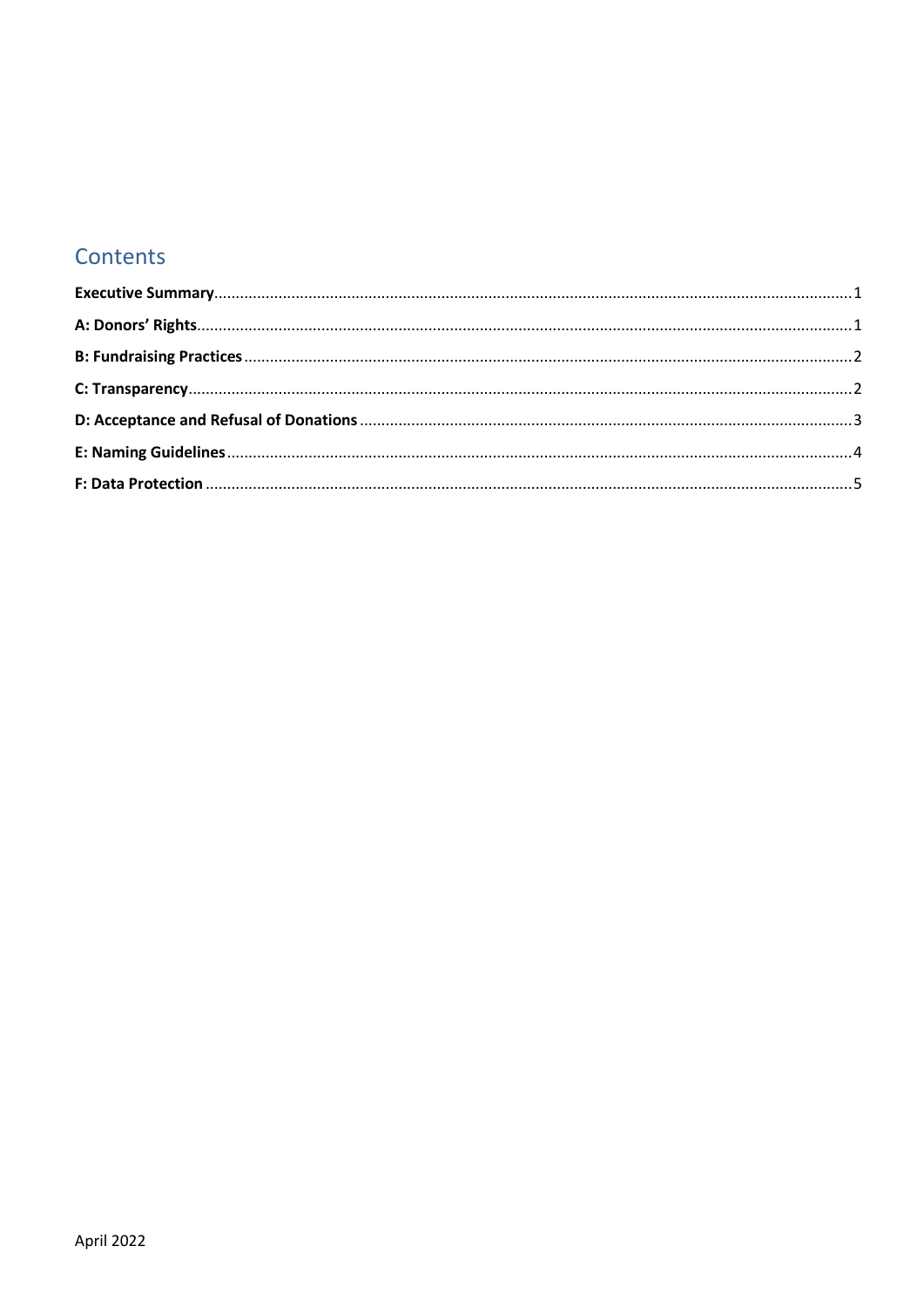## Contents

**Executive Summary** ..... 1

**A: Donors' Rights** ..... 1

**B: Fundraising Practices** ..... 2

**C: Transparency** ..... 2

**D: Acceptance and Refusal of Donations** ..... 3

**E: Naming Guidelines** ..... 4

**F: Data Protection** ..... 5

April 2022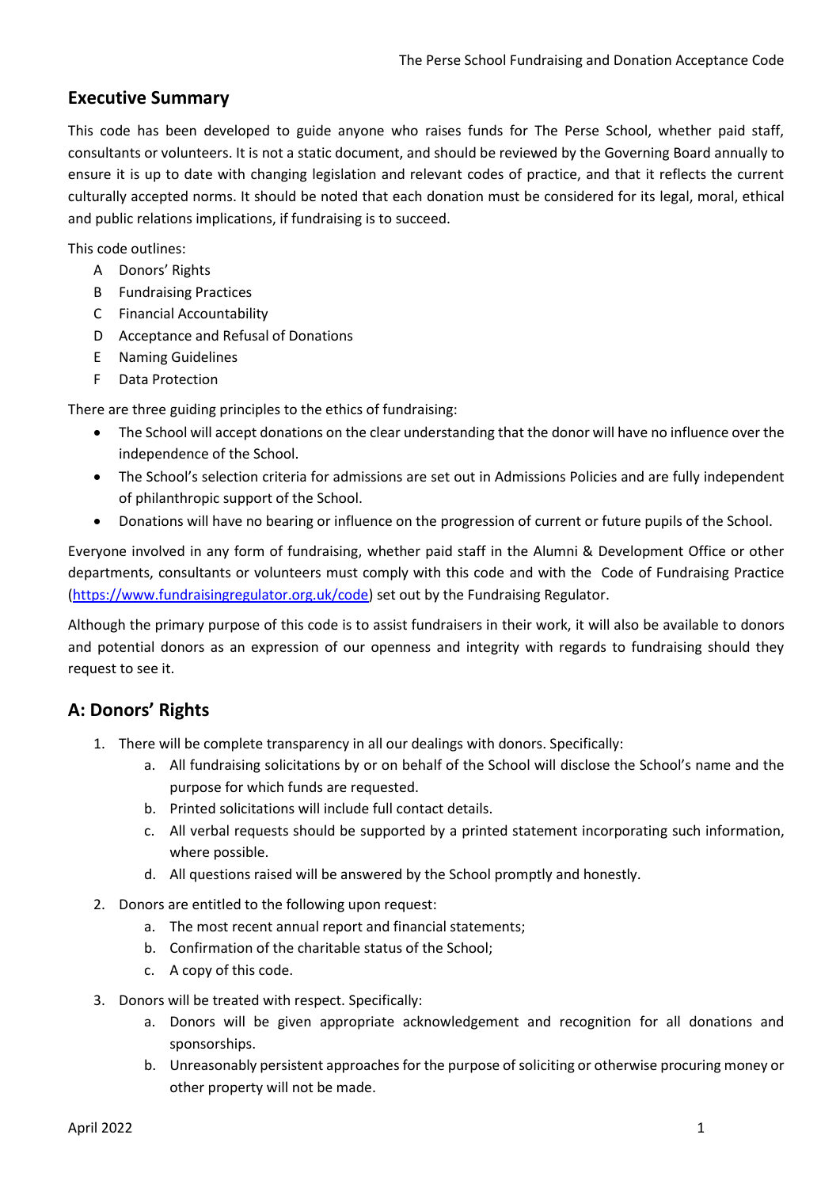## Executive Summary

This code has been developed to guide anyone who raises funds for The Perse School, whether paid staff, consultants or volunteers. It is not a static document, and should be reviewed by the Governing Board annually to ensure it is up to date with changing legislation and relevant codes of practice, and that it reflects the current culturally accepted norms. It should be noted that each donation must be considered for its legal, moral, ethical and public relations implications, if fundraising is to succeed.

This code outlines:

- A Donors' Rights
- B Fundraising Practices
- C Financial Accountability
- D Acceptance and Refusal of Donations
- E Naming Guidelines
- F Data Protection

There are three guiding principles to the ethics of fundraising:

- The School will accept donations on the clear understanding that the donor will have no influence over the independence of the School.
- The School's selection criteria for admissions are set out in Admissions Policies and are fully independent of philanthropic support of the School.
- Donations will have no bearing or influence on the progression of current or future pupils of the School.

Everyone involved in any form of fundraising, whether paid staff in the Alumni & Development Office or other departments, consultants or volunteers must comply with this code and with the Code of Fundraising Practice (https://www.fundraisingregulator.org.uk/code) set out by the Fundraising Regulator.

Although the primary purpose of this code is to assist fundraisers in their work, it will also be available to donors and potential donors as an expression of our openness and integrity with regards to fundraising should they request to see it.

## A: Donors' Rights

1. There will be complete transparency in all our dealings with donors. Specifically:
    a. All fundraising solicitations by or on behalf of the School will disclose the School's name and the purpose for which funds are requested.
    b. Printed solicitations will include full contact details.
    c. All verbal requests should be supported by a printed statement incorporating such information, where possible.
    d. All questions raised will be answered by the School promptly and honestly.
2. Donors are entitled to the following upon request:
    a. The most recent annual report and financial statements;
    b. Confirmation of the charitable status of the School;
    c. A copy of this code.
3. Donors will be treated with respect. Specifically:
    a. Donors will be given appropriate acknowledgement and recognition for all donations and sponsorships.
    b. Unreasonably persistent approaches for the purpose of soliciting or otherwise procuring money or other property will not be made.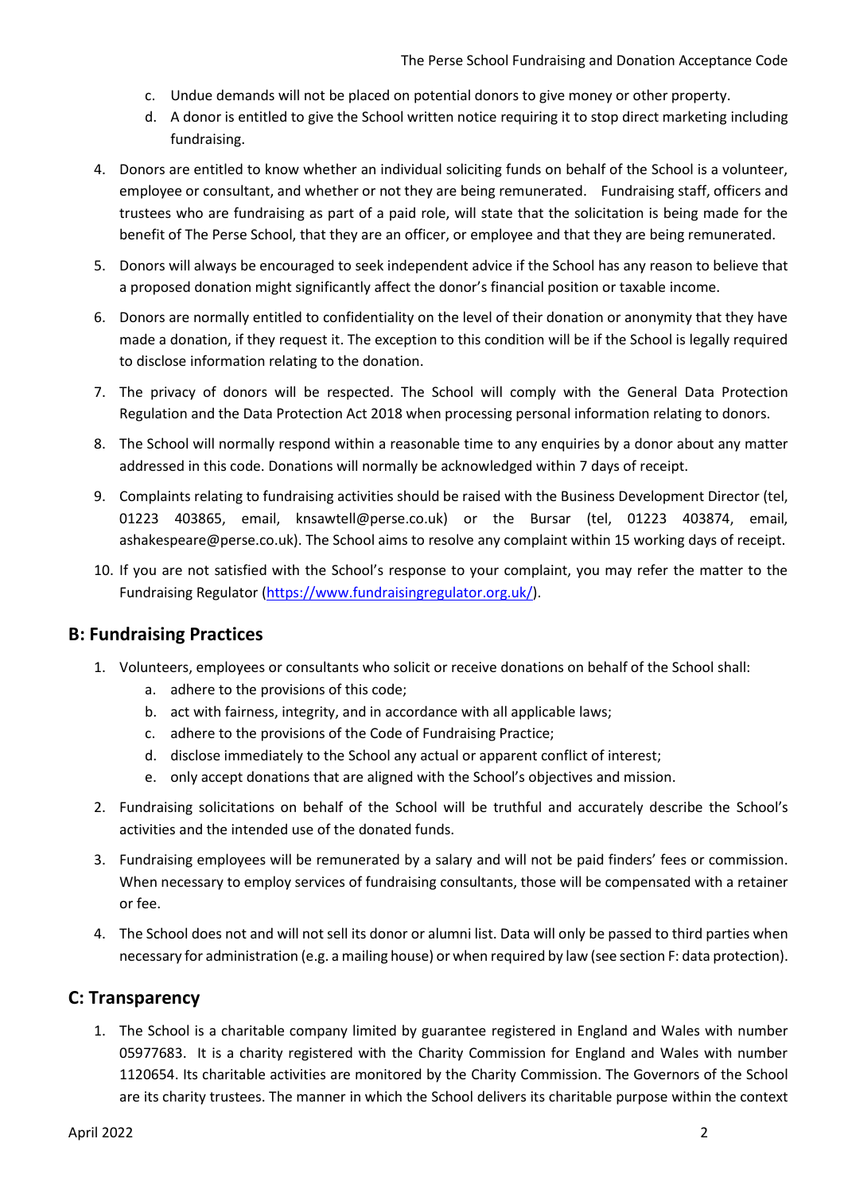c. Undue demands will not be placed on potential donors to give money or other property.
d. A donor is entitled to give the School written notice requiring it to stop direct marketing including fundraising.

4. Donors are entitled to know whether an individual soliciting funds on behalf of the School is a volunteer, employee or consultant, and whether or not they are being remunerated. Fundraising staff, officers and trustees who are fundraising as part of a paid role, will state that the solicitation is being made for the benefit of The Perse School, that they are an officer, or employee and that they are being remunerated.
5. Donors will always be encouraged to seek independent advice if the School has any reason to believe that a proposed donation might significantly affect the donor's financial position or taxable income.
6. Donors are normally entitled to confidentiality on the level of their donation or anonymity that they have made a donation, if they request it. The exception to this condition will be if the School is legally required to disclose information relating to the donation.
7. The privacy of donors will be respected. The School will comply with the General Data Protection Regulation and the Data Protection Act 2018 when processing personal information relating to donors.
8. The School will normally respond within a reasonable time to any enquiries by a donor about any matter addressed in this code. Donations will normally be acknowledged within 7 days of receipt.
9. Complaints relating to fundraising activities should be raised with the Business Development Director (tel, 01223 403865, email, knsawtell@perse.co.uk) or the Bursar (tel, 01223 403874, email, ashakespeare@perse.co.uk). The School aims to resolve any complaint within 15 working days of receipt.
10. If you are not satisfied with the School's response to your complaint, you may refer the matter to the Fundraising Regulator (https://www.fundraisingregulator.org.uk/).

## B: Fundraising Practices

1. Volunteers, employees or consultants who solicit or receive donations on behalf of the School shall:
   a. adhere to the provisions of this code;
   b. act with fairness, integrity, and in accordance with all applicable laws;
   c. adhere to the provisions of the Code of Fundraising Practice;
   d. disclose immediately to the School any actual or apparent conflict of interest;
   e. only accept donations that are aligned with the School's objectives and mission.
2. Fundraising solicitations on behalf of the School will be truthful and accurately describe the School's activities and the intended use of the donated funds.
3. Fundraising employees will be remunerated by a salary and will not be paid finders' fees or commission. When necessary to employ services of fundraising consultants, those will be compensated with a retainer or fee.
4. The School does not and will not sell its donor or alumni list. Data will only be passed to third parties when necessary for administration (e.g. a mailing house) or when required by law (see section F: data protection).

## C: Transparency

1. The School is a charitable company limited by guarantee registered in England and Wales with number 05977683. It is a charity registered with the Charity Commission for England and Wales with number 1120654. Its charitable activities are monitored by the Charity Commission. The Governors of the School are its charity trustees. The manner in which the School delivers its charitable purpose within the context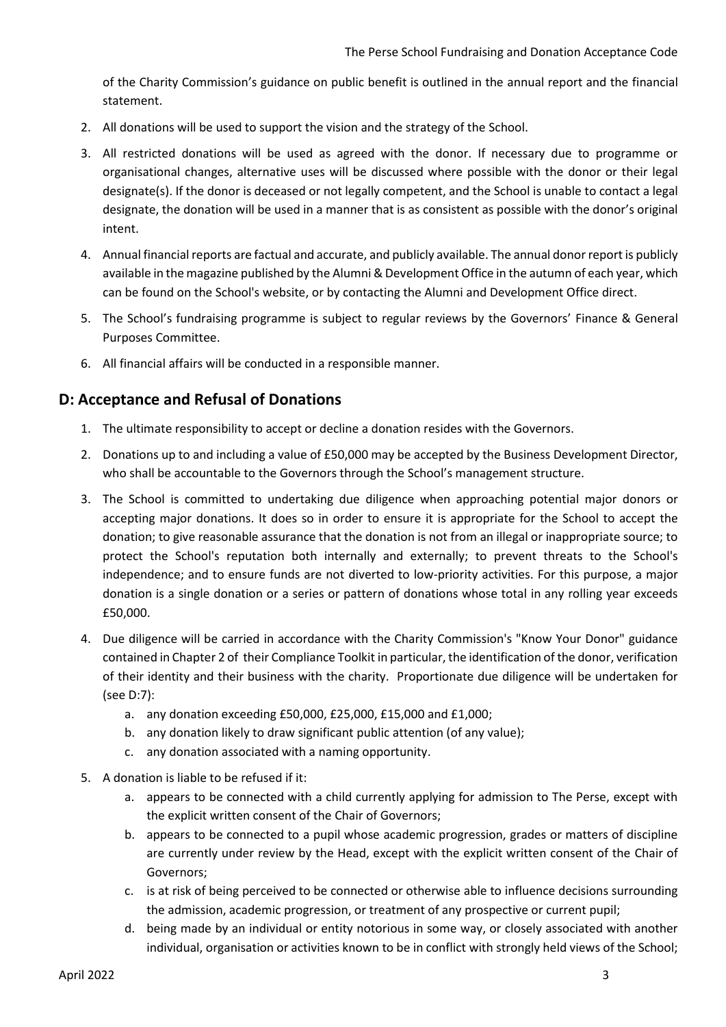of the Charity Commission's guidance on public benefit is outlined in the annual report and the financial statement.

2. All donations will be used to support the vision and the strategy of the School.
3. All restricted donations will be used as agreed with the donor. If necessary due to programme or organisational changes, alternative uses will be discussed where possible with the donor or their legal designate(s). If the donor is deceased or not legally competent, and the School is unable to contact a legal designate, the donation will be used in a manner that is as consistent as possible with the donor's original intent.
4. Annual financial reports are factual and accurate, and publicly available. The annual donor report is publicly available in the magazine published by the Alumni & Development Office in the autumn of each year, which can be found on the School's website, or by contacting the Alumni and Development Office direct.
5. The School's fundraising programme is subject to regular reviews by the Governors' Finance & General Purposes Committee.
6. All financial affairs will be conducted in a responsible manner.

## D: Acceptance and Refusal of Donations

1. The ultimate responsibility to accept or decline a donation resides with the Governors.
2. Donations up to and including a value of £50,000 may be accepted by the Business Development Director, who shall be accountable to the Governors through the School's management structure.
3. The School is committed to undertaking due diligence when approaching potential major donors or accepting major donations. It does so in order to ensure it is appropriate for the School to accept the donation; to give reasonable assurance that the donation is not from an illegal or inappropriate source; to protect the School's reputation both internally and externally; to prevent threats to the School's independence; and to ensure funds are not diverted to low-priority activities. For this purpose, a major donation is a single donation or a series or pattern of donations whose total in any rolling year exceeds £50,000.
4. Due diligence will be carried in accordance with the Charity Commission's "Know Your Donor" guidance contained in Chapter 2 of their Compliance Toolkit in particular, the identification of the donor, verification of their identity and their business with the charity. Proportionate due diligence will be undertaken for (see D:7):
   a. any donation exceeding £50,000, £25,000, £15,000 and £1,000;
   b. any donation likely to draw significant public attention (of any value);
   c. any donation associated with a naming opportunity.
5. A donation is liable to be refused if it:
   a. appears to be connected with a child currently applying for admission to The Perse, except with the explicit written consent of the Chair of Governors;
   b. appears to be connected to a pupil whose academic progression, grades or matters of discipline are currently under review by the Head, except with the explicit written consent of the Chair of Governors;
   c. is at risk of being perceived to be connected or otherwise able to influence decisions surrounding the admission, academic progression, or treatment of any prospective or current pupil;
   d. being made by an individual or entity notorious in some way, or closely associated with another individual, organisation or activities known to be in conflict with strongly held views of the School;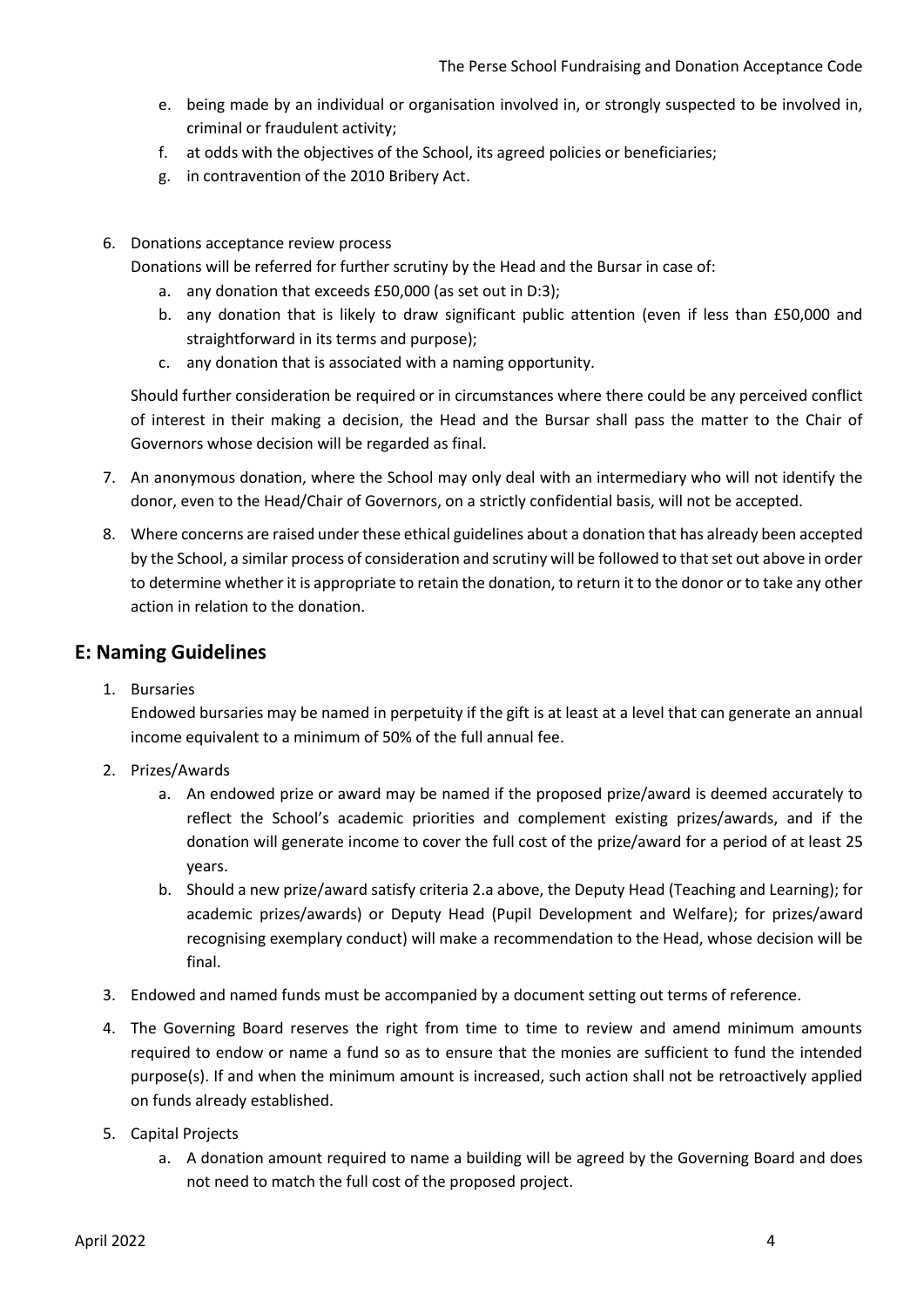e. being made by an individual or organisation involved in, or strongly suspected to be involved in, criminal or fraudulent activity;
f. at odds with the objectives of the School, its agreed policies or beneficiaries;
g. in contravention of the 2010 Bribery Act.

6. Donations acceptance review process

   Donations will be referred for further scrutiny by the Head and the Bursar in case of:

   a. any donation that exceeds £50,000 (as set out in D:3);
   b. any donation that is likely to draw significant public attention (even if less than £50,000 and straightforward in its terms and purpose);
   c. any donation that is associated with a naming opportunity.

   Should further consideration be required or in circumstances where there could be any perceived conflict of interest in their making a decision, the Head and the Bursar shall pass the matter to the Chair of Governors whose decision will be regarded as final.

7. An anonymous donation, where the School may only deal with an intermediary who will not identify the donor, even to the Head/Chair of Governors, on a strictly confidential basis, will not be accepted.

8. Where concerns are raised under these ethical guidelines about a donation that has already been accepted by the School, a similar process of consideration and scrutiny will be followed to that set out above in order to determine whether it is appropriate to retain the donation, to return it to the donor or to take any other action in relation to the donation.

## E: Naming Guidelines

1. Bursaries

   Endowed bursaries may be named in perpetuity if the gift is at least at a level that can generate an annual income equivalent to a minimum of 50% of the full annual fee.

2. Prizes/Awards

   a. An endowed prize or award may be named if the proposed prize/award is deemed accurately to reflect the School's academic priorities and complement existing prizes/awards, and if the donation will generate income to cover the full cost of the prize/award for a period of at least 25 years.
   b. Should a new prize/award satisfy criteria 2.a above, the Deputy Head (Teaching and Learning); for academic prizes/awards) or Deputy Head (Pupil Development and Welfare); for prizes/award recognising exemplary conduct) will make a recommendation to the Head, whose decision will be final.

3. Endowed and named funds must be accompanied by a document setting out terms of reference.

4. The Governing Board reserves the right from time to time to review and amend minimum amounts required to endow or name a fund so as to ensure that the monies are sufficient to fund the intended purpose(s). If and when the minimum amount is increased, such action shall not be retroactively applied on funds already established.

5. Capital Projects

   a. A donation amount required to name a building will be agreed by the Governing Board and does not need to match the full cost of the proposed project.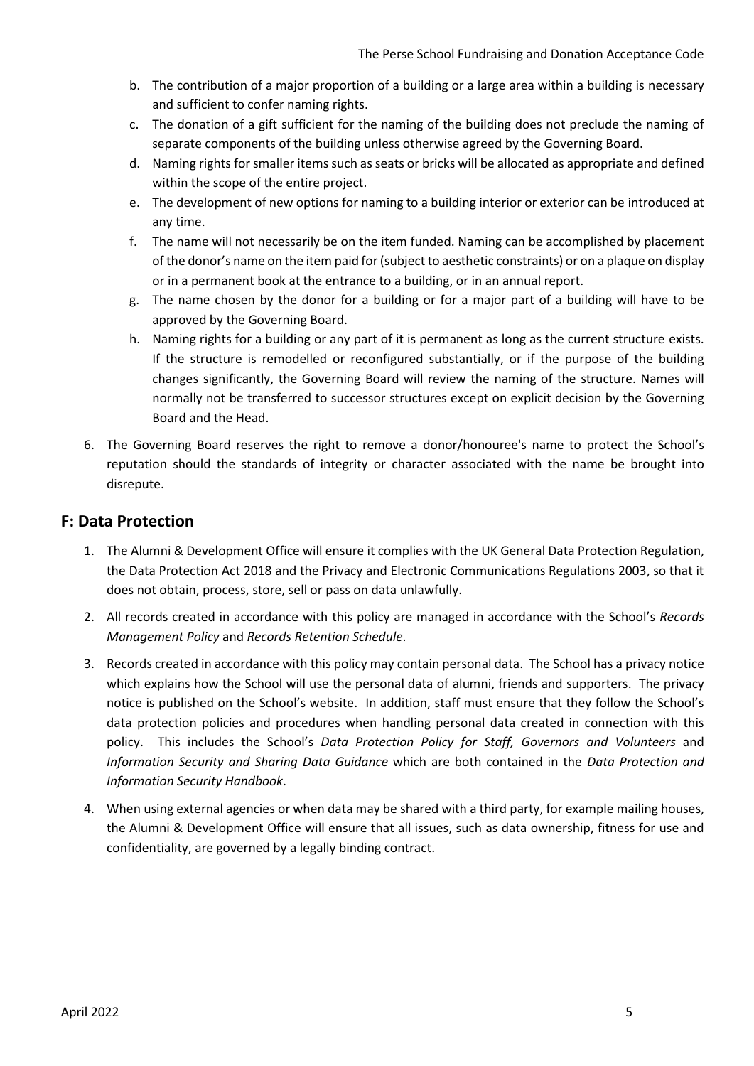b. The contribution of a major proportion of a building or a large area within a building is necessary and sufficient to confer naming rights.
c. The donation of a gift sufficient for the naming of the building does not preclude the naming of separate components of the building unless otherwise agreed by the Governing Board.
d. Naming rights for smaller items such as seats or bricks will be allocated as appropriate and defined within the scope of the entire project.
e. The development of new options for naming to a building interior or exterior can be introduced at any time.
f. The name will not necessarily be on the item funded. Naming can be accomplished by placement of the donor's name on the item paid for (subject to aesthetic constraints) or on a plaque on display or in a permanent book at the entrance to a building, or in an annual report.
g. The name chosen by the donor for a building or for a major part of a building will have to be approved by the Governing Board.
h. Naming rights for a building or any part of it is permanent as long as the current structure exists. If the structure is remodelled or reconfigured substantially, or if the purpose of the building changes significantly, the Governing Board will review the naming of the structure. Names will normally not be transferred to successor structures except on explicit decision by the Governing Board and the Head.

6. The Governing Board reserves the right to remove a donor/honouree's name to protect the School's reputation should the standards of integrity or character associated with the name be brought into disrepute.

## F: Data Protection

1. The Alumni & Development Office will ensure it complies with the UK General Data Protection Regulation, the Data Protection Act 2018 and the Privacy and Electronic Communications Regulations 2003, so that it does not obtain, process, store, sell or pass on data unlawfully.
2. All records created in accordance with this policy are managed in accordance with the School's *Records Management Policy* and *Records Retention Schedule*.
3. Records created in accordance with this policy may contain personal data. The School has a privacy notice which explains how the School will use the personal data of alumni, friends and supporters. The privacy notice is published on the School's website. In addition, staff must ensure that they follow the School's data protection policies and procedures when handling personal data created in connection with this policy. This includes the School's *Data Protection Policy for Staff, Governors and Volunteers* and *Information Security and Sharing Data Guidance* which are both contained in the *Data Protection and Information Security Handbook*.
4. When using external agencies or when data may be shared with a third party, for example mailing houses, the Alumni & Development Office will ensure that all issues, such as data ownership, fitness for use and confidentiality, are governed by a legally binding contract.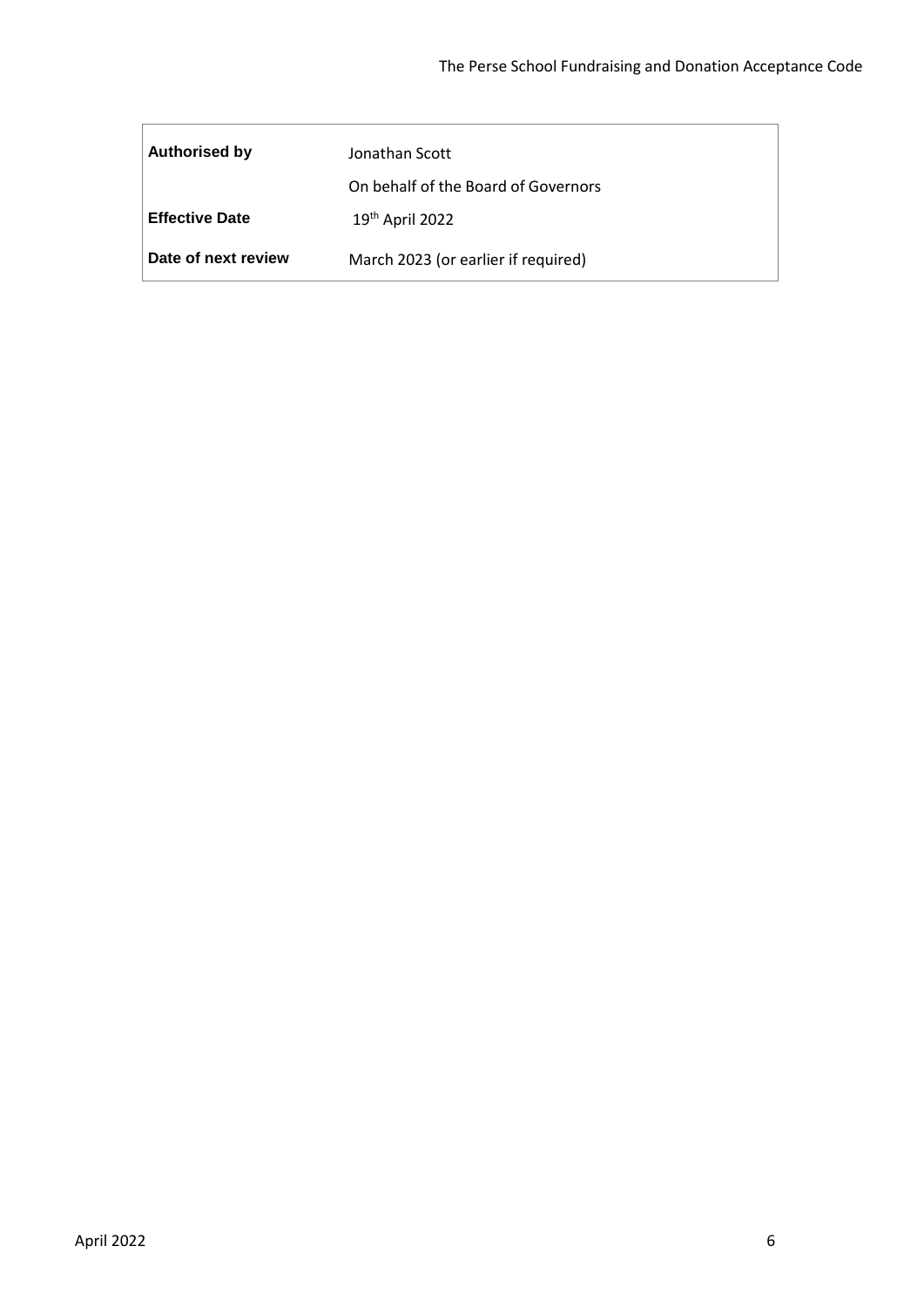| | |
|---|---|
| **Authorised by** | Jonathan Scott |
| | On behalf of the Board of Governors |
| **Effective Date** | 19th April 2022 |
| **Date of next review** | March 2023 (or earlier if required) |